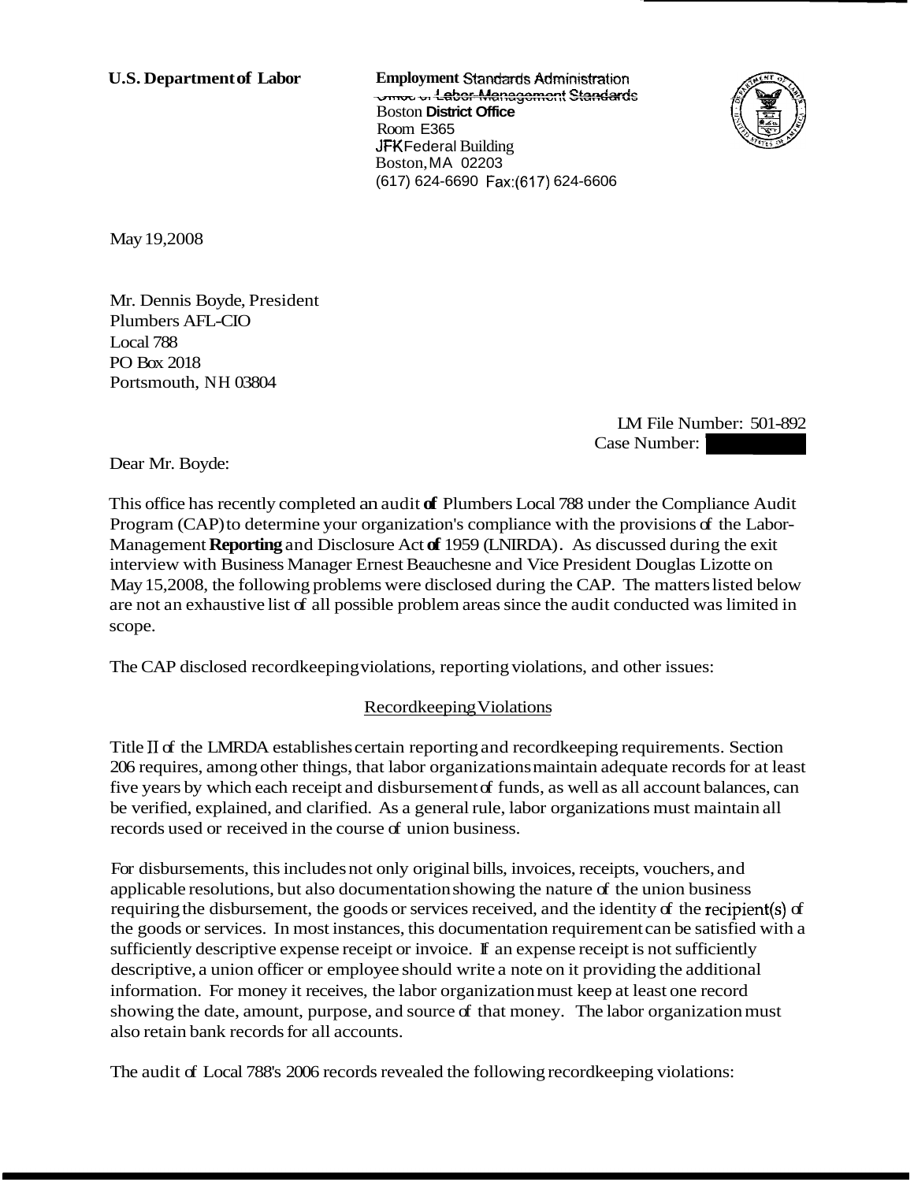**U.S. Department of Labor**

**Employment** Standards Administration
Office of Labor-Management Standards
Boston **District Office**
Room E365
JFK Federal Building
Boston, MA 02203
(617) 624-6690 Fax:(617) 624-6606

May 19,2008

Mr. Dennis Boyde, President
Plumbers AFL-CIO
Local 788
PO Box 2018
Portsmouth, NH 03804

LM File Number: 501-892
Case Number:

Dear Mr. Boyde:

This office has recently completed an audit **of** Plumbers Local 788 under the Compliance Audit Program (CAP) to determine your organization's compliance with the provisions of the Labor-Management **Reporting** and Disclosure Act **of** 1959 (LNIRDA). As discussed during the exit interview with Business Manager Ernest Beauchesne and Vice President Douglas Lizotte on May 15,2008, the following problems were disclosed during the CAP. The matters listed below are not an exhaustive list of all possible problem areas since the audit conducted was limited in scope.

The CAP disclosed recordkeeping violations, reporting violations, and other issues:

Recordkeeping Violations

Title II of the LMRDA establishes certain reporting and recordkeeping requirements. Section 206 requires, among other things, that labor organizations maintain adequate records for at least five years by which each receipt and disbursement of funds, as well as all account balances, can be verified, explained, and clarified. As a general rule, labor organizations must maintain all records used or received in the course of union business.

For disbursements, this includes not only original bills, invoices, receipts, vouchers, and applicable resolutions, but also documentation showing the nature of the union business requiring the disbursement, the goods or services received, and the identity of the recipient(s) of the goods or services. In most instances, this documentation requirement can be satisfied with a sufficiently descriptive expense receipt or invoice. If an expense receipt is not sufficiently descriptive, a union officer or employee should write a note on it providing the additional information. For money it receives, the labor organization must keep at least one record showing the date, amount, purpose, and source of that money. The labor organization must also retain bank records for all accounts.

The audit of Local 788's 2006 records revealed the following recordkeeping violations: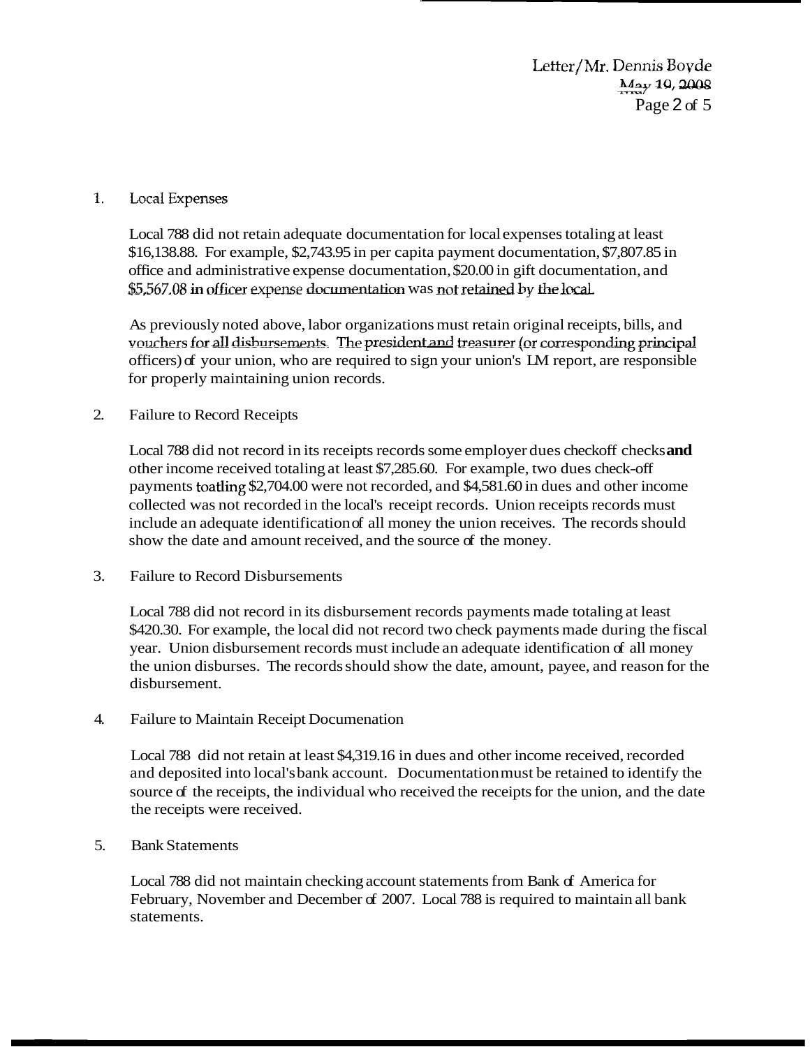1. Local Expenses

   Local 788 did not retain adequate documentation for local expenses totaling at least $16,138.88. For example, $2,743.95 in per capita payment documentation, $7,807.85 in office and administrative expense documentation, $20.00 in gift documentation, and $5,567.08 in officer expense documentation was not retained by the local.

   As previously noted above, labor organizations must retain original receipts, bills, and vouchers for all disbursements. The president and treasurer (or corresponding principal officers) of your union, who are required to sign your union's LM report, are responsible for properly maintaining union records.

2. Failure to Record Receipts

   Local 788 did not record in its receipts records some employer dues checkoff checks **and** other income received totaling at least $7,285.60. For example, two dues check-off payments toatling $2,704.00 were not recorded, and $4,581.60 in dues and other income collected was not recorded in the local's receipt records. Union receipts records must include an adequate identification of all money the union receives. The records should show the date and amount received, and the source of the money.

3. Failure to Record Disbursements

   Local 788 did not record in its disbursement records payments made totaling at least $420.30. For example, the local did not record two check payments made during the fiscal year. Union disbursement records must include an adequate identification of all money the union disburses. The records should show the date, amount, payee, and reason for the disbursement.

4. Failure to Maintain Receipt Documenation

   Local 788 did not retain at least $4,319.16 in dues and other income received, recorded and deposited into local's bank account. Documentation must be retained to identify the source of the receipts, the individual who received the receipts for the union, and the date the receipts were received.

5. Bank Statements

   Local 788 did not maintain checking account statements from Bank of America for February, November and December of 2007. Local 788 is required to maintain all bank statements.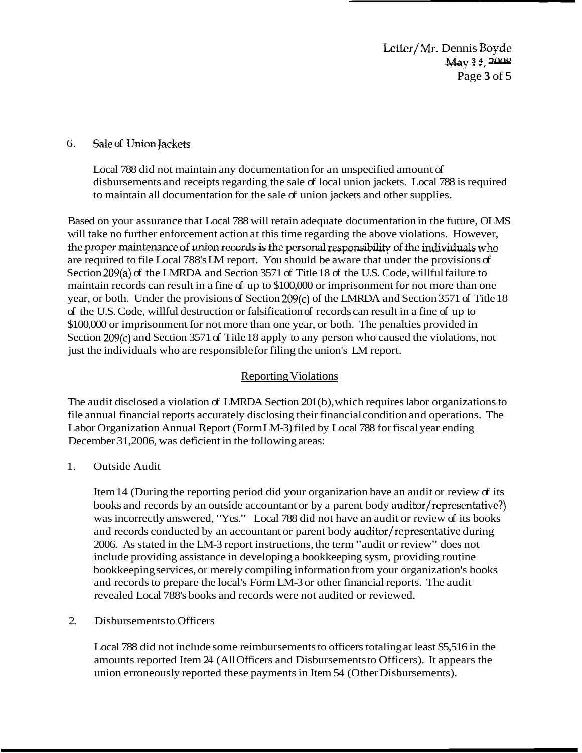6. Sale of Union Jackets

   Local 788 did not maintain any documentation for an unspecified amount of disbursements and receipts regarding the sale of local union jackets. Local 788 is required to maintain all documentation for the sale of union jackets and other supplies.

Based on your assurance that Local 788 will retain adequate documentation in the future, OLMS will take no further enforcement action at this time regarding the above violations. However, the proper maintenance of union records is the personal responsibility of the individuals who are required to file Local 788's LM report. You should be aware that under the provisions of Section 209(a) of the LMRDA and Section 3571 of Title 18 of the U.S. Code, willful failure to maintain records can result in a fine of up to $100,000 or imprisonment for not more than one year, or both. Under the provisions of Section 209(c) of the LMRDA and Section 3571 of Title 18 of the U.S. Code, willful destruction or falsification of records can result in a fine of up to $100,000 or imprisonment for not more than one year, or both. The penalties provided in Section 209(c) and Section 3571 of Title 18 apply to any person who caused the violations, not just the individuals who are responsible for filing the union's LM report.

## Reporting Violations

The audit disclosed a violation of LMRDA Section 201(b), which requires labor organizations to file annual financial reports accurately disclosing their financial condition and operations. The Labor Organization Annual Report (Form LM-3) filed by Local 788 for fiscal year ending December 31, 2006, was deficient in the following areas:

1. Outside Audit

   Item 14 (During the reporting period did your organization have an audit or review of its books and records by an outside accountant or by a parent body auditor/representative?) was incorrectly answered, "Yes." Local 788 did not have an audit or review of its books and records conducted by an accountant or parent body auditor/representative during 2006. As stated in the LM-3 report instructions, the term "audit or review" does not include providing assistance in developing a bookkeeping sysm, providing routine bookkeeping services, or merely compiling information from your organization's books and records to prepare the local's Form LM-3 or other financial reports. The audit revealed Local 788's books and records were not audited or reviewed.

2. Disbursements to Officers

   Local 788 did not include some reimbursements to officers totaling at least $5,516 in the amounts reported Item 24 (All Officers and Disbursements to Officers). It appears the union erroneously reported these payments in Item 54 (Other Disbursements).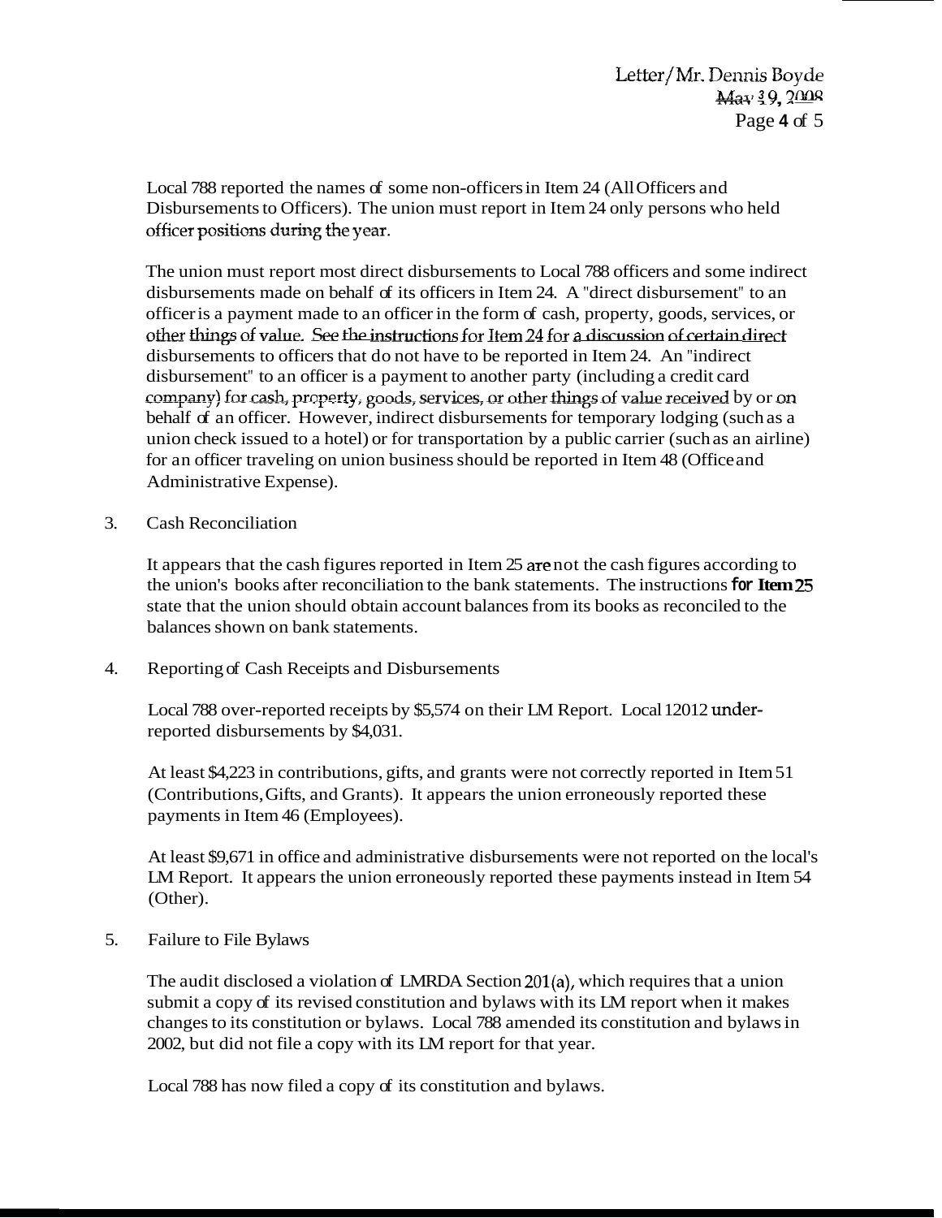Local 788 reported the names of some non-officers in Item 24 (All Officers and Disbursements to Officers). The union must report in Item 24 only persons who held officer positions during the year.

The union must report most direct disbursements to Local 788 officers and some indirect disbursements made on behalf of its officers in Item 24. A "direct disbursement" to an officer is a payment made to an officer in the form of cash, property, goods, services, or other things of value. See the instructions for Item 24 for a discussion of certain direct disbursements to officers that do not have to be reported in Item 24. An "indirect disbursement" to an officer is a payment to another party (including a credit card company) for cash, property, goods, services, or other things of value received by or on behalf of an officer. However, indirect disbursements for temporary lodging (such as a union check issued to a hotel) or for transportation by a public carrier (such as an airline) for an officer traveling on union business should be reported in Item 48 (Office and Administrative Expense).

3. Cash Reconciliation

   It appears that the cash figures reported in Item 25 are not the cash figures according to the union's books after reconciliation to the bank statements. The instructions for Item 25 state that the union should obtain account balances from its books as reconciled to the balances shown on bank statements.

4. Reporting of Cash Receipts and Disbursements

   Local 788 over-reported receipts by $5,574 on their LM Report. Local 12012 under-reported disbursements by $4,031.

   At least $4,223 in contributions, gifts, and grants were not correctly reported in Item 51 (Contributions, Gifts, and Grants). It appears the union erroneously reported these payments in Item 46 (Employees).

   At least $9,671 in office and administrative disbursements were not reported on the local's LM Report. It appears the union erroneously reported these payments instead in Item 54 (Other).

5. Failure to File Bylaws

   The audit disclosed a violation of LMRDA Section 201(a), which requires that a union submit a copy of its revised constitution and bylaws with its LM report when it makes changes to its constitution or bylaws. Local 788 amended its constitution and bylaws in 2002, but did not file a copy with its LM report for that year.

   Local 788 has now filed a copy of its constitution and bylaws.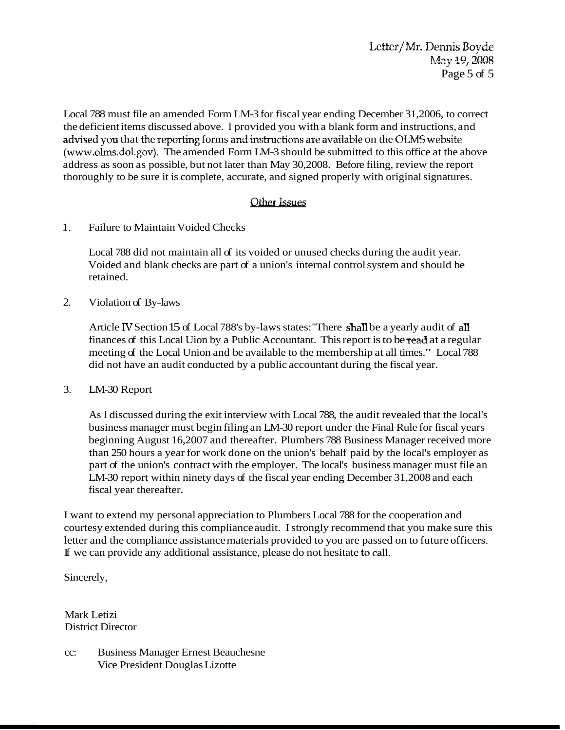Local 788 must file an amended Form LM-3 for fiscal year ending December 31,2006, to correct the deficient items discussed above. I provided you with a blank form and instructions, and advised you that the reporting forms and instructions are available on the OLMS website (www.olms.dol.gov). The amended Form LM-3 should be submitted to this office at the above address as soon as possible, but not later than May 30,2008. Before filing, review the report thoroughly to be sure it is complete, accurate, and signed properly with original signatures.

## Other Issues

1. Failure to Maintain Voided Checks

   Local 788 did not maintain all of its voided or unused checks during the audit year. Voided and blank checks are part of a union's internal control system and should be retained.

2. Violation of By-laws

   Article IV Section 15 of Local 788's by-laws states:"There shall be a yearly audit of all finances of this Local Uion by a Public Accountant. This report is to be read at a regular meeting of the Local Union and be available to the membership at all times." Local 788 did not have an audit conducted by a public accountant during the fiscal year.

3. LM-30 Report

   As I discussed during the exit interview with Local 788, the audit revealed that the local's business manager must begin filing an LM-30 report under the Final Rule for fiscal years beginning August 16,2007 and thereafter. Plumbers 788 Business Manager received more than 250 hours a year for work done on the union's behalf paid by the local's employer as part of the union's contract with the employer. The local's business manager must file an LM-30 report within ninety days of the fiscal year ending December 31,2008 and each fiscal year thereafter.

I want to extend my personal appreciation to Plumbers Local 788 for the cooperation and courtesy extended during this compliance audit. I strongly recommend that you make sure this letter and the compliance assistance materials provided to you are passed on to future officers. If we can provide any additional assistance, please do not hesitate to call.

Sincerely,

Mark Letizi
District Director

cc: Business Manager Ernest Beauchesne
Vice President Douglas Lizotte